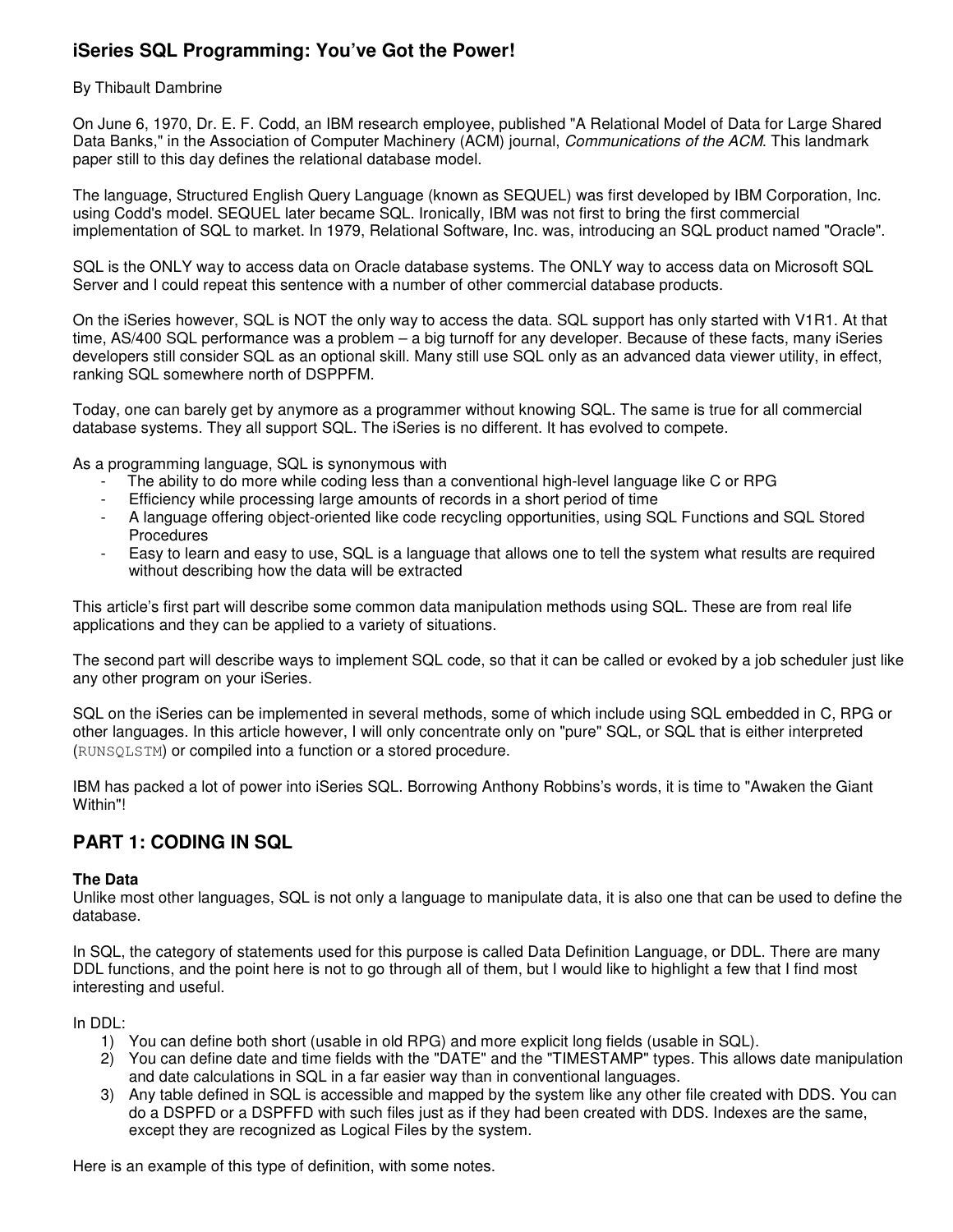# iSeries SQL Programming: You've Got the Power!

By Thibault Dambrine

On June 6, 1970, Dr. E. F. Codd, an IBM research employee, published "A Relational Model of Data for Large Shared Data Banks," in the Association of Computer Machinery (ACM) journal, *Communications of the ACM.* This landmark paper still to this day defines the relational database model.

The language, Structured English Query Language (known as SEQUEL) was first developed by IBM Corporation, Inc. using Codd's model. SEQUEL later became SQL. Ironically, IBM was not first to bring the first commercial implementation of SQL to market. In 1979, Relational Software, Inc. was, introducing an SQL product named "Oracle".

SQL is the ONLY way to access data on Oracle database systems. The ONLY way to access data on Microsoft SQL Server and I could repeat this sentence with a number of other commercial database products.

On the iSeries however, SQL is NOT the only way to access the data. SQL support has only started with V1R1. At that time, AS/400 SQL performance was a problem – a big turnoff for any developer. Because of these facts, many iSeries developers still consider SQL as an optional skill. Many still use SQL only as an advanced data viewer utility, in effect, ranking SQL somewhere north of DSPPFM.

Today, one can barely get by anymore as a programmer without knowing SQL. The same is true for all commercial database systems. They all support SQL. The iSeries is no different. It has evolved to compete.

As a programming language, SQL is synonymous with

- The ability to do more while coding less than a conventional high-level language like C or RPG
- Efficiency while processing large amounts of records in a short period of time
- A language offering object-oriented like code recycling opportunities, using SQL Functions and SQL Stored Procedures
- Easy to learn and easy to use, SQL is a language that allows one to tell the system what results are required without describing how the data will be extracted

This article's first part will describe some common data manipulation methods using SQL. These are from real life applications and they can be applied to a variety of situations.

The second part will describe ways to implement SQL code, so that it can be called or evoked by a job scheduler just like any other program on your iSeries.

SQL on the iSeries can be implemented in several methods, some of which include using SQL embedded in C, RPG or other languages. In this article however, I will only concentrate only on "pure" SQL, or SQL that is either interpreted (`RUNSQLSTM`) or compiled into a function or a stored procedure.

IBM has packed a lot of power into iSeries SQL. Borrowing Anthony Robbins's words, it is time to "Awaken the Giant Within"!

## PART 1: CODING IN SQL

### The Data

Unlike most other languages, SQL is not only a language to manipulate data, it is also one that can be used to define the database.

In SQL, the category of statements used for this purpose is called Data Definition Language, or DDL. There are many DDL functions, and the point here is not to go through all of them, but I would like to highlight a few that I find most interesting and useful.

In DDL:

1) You can define both short (usable in old RPG) and more explicit long fields (usable in SQL).
2) You can define date and time fields with the "DATE" and the "TIMESTAMP" types. This allows date manipulation and date calculations in SQL in a far easier way than in conventional languages.
3) Any table defined in SQL is accessible and mapped by the system like any other file created with DDS. You can do a DSPFD or a DSPFFD with such files just as if they had been created with DDS. Indexes are the same, except they are recognized as Logical Files by the system.

Here is an example of this type of definition, with some notes.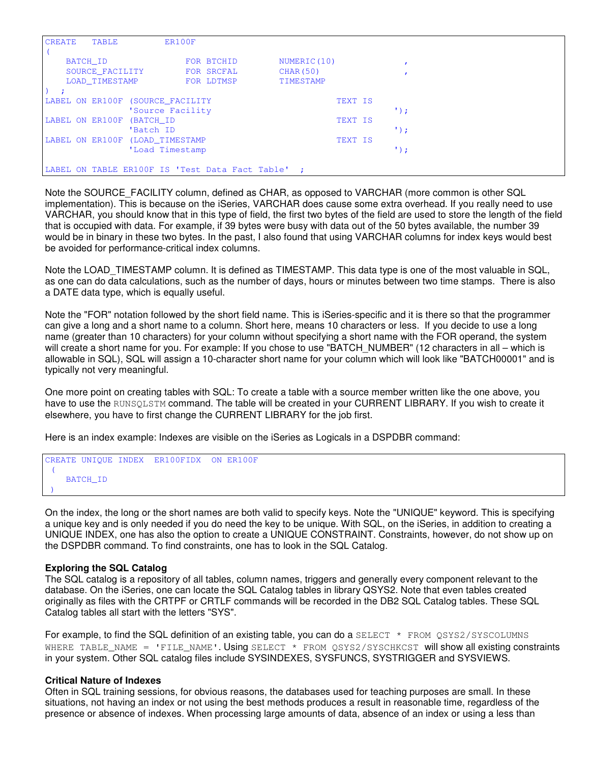```
CREATE   TABLE         ER100F
(
    BATCH_ID               FOR BTCHID        NUMERIC(10)            ,
    SOURCE_FACILITY        FOR SRCFAL        CHAR(50)               ,
    LOAD_TIMESTAMP         FOR LDTMSP        TIMESTAMP
)  ;
LABEL ON ER100F (SOURCE_FACILITY                        TEXT IS
                'Source Facility                                   ');
LABEL ON ER100F (BATCH_ID                               TEXT IS
                'Batch ID                                          ');
LABEL ON ER100F (LOAD_TIMESTAMP                         TEXT IS
                'Load Timestamp                                    ');

LABEL ON TABLE ER100F IS 'Test Data Fact Table'  ;
```

Note the SOURCE_FACILITY column, defined as CHAR, as opposed to VARCHAR (more common is other SQL implementation). This is because on the iSeries, VARCHAR does cause some extra overhead. If you really need to use VARCHAR, you should know that in this type of field, the first two bytes of the field are used to store the length of the field that is occupied with data. For example, if 39 bytes were busy with data out of the 50 bytes available, the number 39 would be in binary in these two bytes. In the past, I also found that using VARCHAR columns for index keys would best be avoided for performance-critical index columns.

Note the LOAD_TIMESTAMP column. It is defined as TIMESTAMP. This data type is one of the most valuable in SQL, as one can do data calculations, such as the number of days, hours or minutes between two time stamps. There is also a DATE data type, which is equally useful.

Note the "FOR" notation followed by the short field name. This is iSeries-specific and it is there so that the programmer can give a long and a short name to a column. Short here, means 10 characters or less. If you decide to use a long name (greater than 10 characters) for your column without specifying a short name with the FOR operand, the system will create a short name for you. For example: If you chose to use "BATCH_NUMBER" (12 characters in all – which is allowable in SQL), SQL will assign a 10-character short name for your column which will look like "BATCH00001" and is typically not very meaningful.

One more point on creating tables with SQL: To create a table with a source member written like the one above, you have to use the `RUNSQLSTM` command. The table will be created in your CURRENT LIBRARY. If you wish to create it elsewhere, you have to first change the CURRENT LIBRARY for the job first.

Here is an index example: Indexes are visible on the iSeries as Logicals in a DSPDBR command:

```
CREATE UNIQUE INDEX  ER100FIDX  ON ER100F
 (
    BATCH_ID
 )
```

On the index, the long or the short names are both valid to specify keys. Note the "UNIQUE" keyword. This is specifying a unique key and is only needed if you do need the key to be unique. With SQL, on the iSeries, in addition to creating a UNIQUE INDEX, one has also the option to create a UNIQUE CONSTRAINT. Constraints, however, do not show up on the DSPDBR command. To find constraints, one has to look in the SQL Catalog.

**Exploring the SQL Catalog**

The SQL catalog is a repository of all tables, column names, triggers and generally every component relevant to the database. On the iSeries, one can locate the SQL Catalog tables in library QSYS2. Note that even tables created originally as files with the CRTPF or CRTLF commands will be recorded in the DB2 SQL Catalog tables. These SQL Catalog tables all start with the letters "SYS".

For example, to find the SQL definition of an existing table, you can do a `SELECT * FROM QSYS2/SYSCOLUMNS WHERE TABLE_NAME = 'FILE_NAME'`. Using `SELECT * FROM QSYS2/SYSCHKCST` will show all existing constraints in your system. Other SQL catalog files include SYSINDEXES, SYSFUNCS, SYSTRIGGER and SYSVIEWS.

**Critical Nature of Indexes**

Often in SQL training sessions, for obvious reasons, the databases used for teaching purposes are small. In these situations, not having an index or not using the best methods produces a result in reasonable time, regardless of the presence or absence of indexes. When processing large amounts of data, absence of an index or using a less than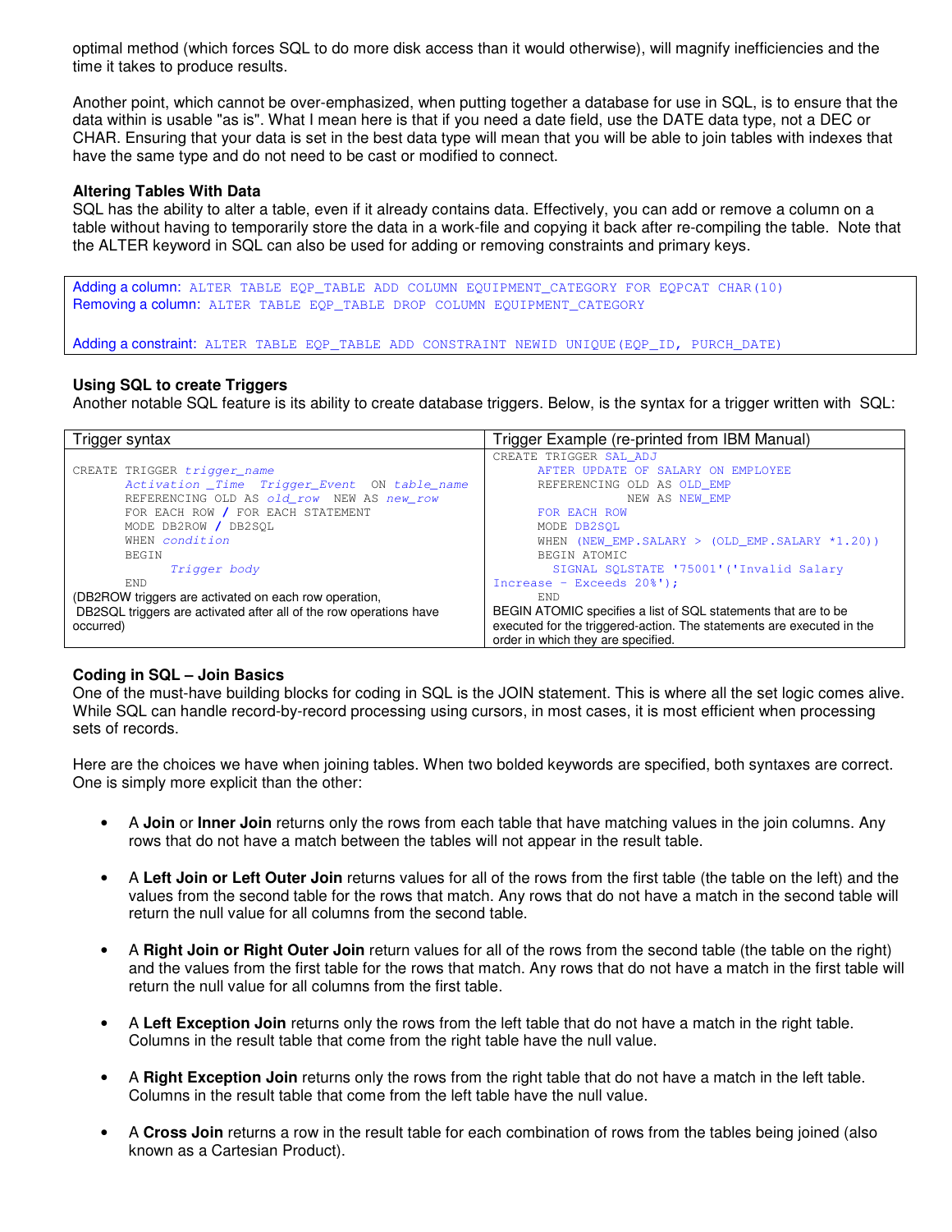optimal method (which forces SQL to do more disk access than it would otherwise), will magnify inefficiencies and the time it takes to produce results.

Another point, which cannot be over-emphasized, when putting together a database for use in SQL, is to ensure that the data within is usable "as is". What I mean here is that if you need a date field, use the DATE data type, not a DEC or CHAR. Ensuring that your data is set in the best data type will mean that you will be able to join tables with indexes that have the same type and do not need to be cast or modified to connect.

### Altering Tables With Data

SQL has the ability to alter a table, even if it already contains data. Effectively, you can add or remove a column on a table without having to temporarily store the data in a work-file and copying it back after re-compiling the table. Note that the ALTER keyword in SQL can also be used for adding or removing constraints and primary keys.

Adding a column: `ALTER TABLE EQP_TABLE ADD COLUMN EQUIPMENT_CATEGORY FOR EQPCAT CHAR(10)`
Removing a column: `ALTER TABLE EQP_TABLE DROP COLUMN EQUIPMENT_CATEGORY`

Adding a constraint: `ALTER TABLE EQP_TABLE ADD CONSTRAINT NEWID UNIQUE(EQP_ID, PURCH_DATE)`

### Using SQL to create Triggers

Another notable SQL feature is its ability to create database triggers. Below, is the syntax for a trigger written with SQL:

**Trigger syntax**

```
CREATE TRIGGER trigger_name
        Activation _Time  Trigger_Event  ON table_name
        REFERENCING OLD AS old_row  NEW AS new_row
        FOR EACH ROW / FOR EACH STATEMENT
        MODE DB2ROW / DB2SQL
        WHEN condition
        BEGIN
               Trigger body
        END
```

(DB2ROW triggers are activated on each row operation, DB2SQL triggers are activated after all of the row operations have occurred)

**Trigger Example (re-printed from IBM Manual)**

```
CREATE TRIGGER SAL_ADJ
       AFTER UPDATE OF SALARY ON EMPLOYEE
       REFERENCING OLD AS OLD_EMP
                    NEW AS NEW_EMP
       FOR EACH ROW
       MODE DB2SQL
       WHEN (NEW_EMP.SALARY > (OLD_EMP.SALARY *1.20))
       BEGIN ATOMIC
         SIGNAL SQLSTATE '75001'('Invalid Salary
Increase - Exceeds 20%');
       END
```

BEGIN ATOMIC specifies a list of SQL statements that are to be executed for the triggered-action. The statements are executed in the order in which they are specified.

### Coding in SQL – Join Basics

One of the must-have building blocks for coding in SQL is the JOIN statement. This is where all the set logic comes alive. While SQL can handle record-by-record processing using cursors, in most cases, it is most efficient when processing sets of records.

Here are the choices we have when joining tables. When two bolded keywords are specified, both syntaxes are correct. One is simply more explicit than the other:

- A **Join** or **Inner Join** returns only the rows from each table that have matching values in the join columns. Any rows that do not have a match between the tables will not appear in the result table.
- A **Left Join or Left Outer Join** returns values for all of the rows from the first table (the table on the left) and the values from the second table for the rows that match. Any rows that do not have a match in the second table will return the null value for all columns from the second table.
- A **Right Join or Right Outer Join** return values for all of the rows from the second table (the table on the right) and the values from the first table for the rows that match. Any rows that do not have a match in the first table will return the null value for all columns from the first table.
- A **Left Exception Join** returns only the rows from the left table that do not have a match in the right table. Columns in the result table that come from the right table have the null value.
- A **Right Exception Join** returns only the rows from the right table that do not have a match in the left table. Columns in the result table that come from the left table have the null value.
- A **Cross Join** returns a row in the result table for each combination of rows from the tables being joined (also known as a Cartesian Product).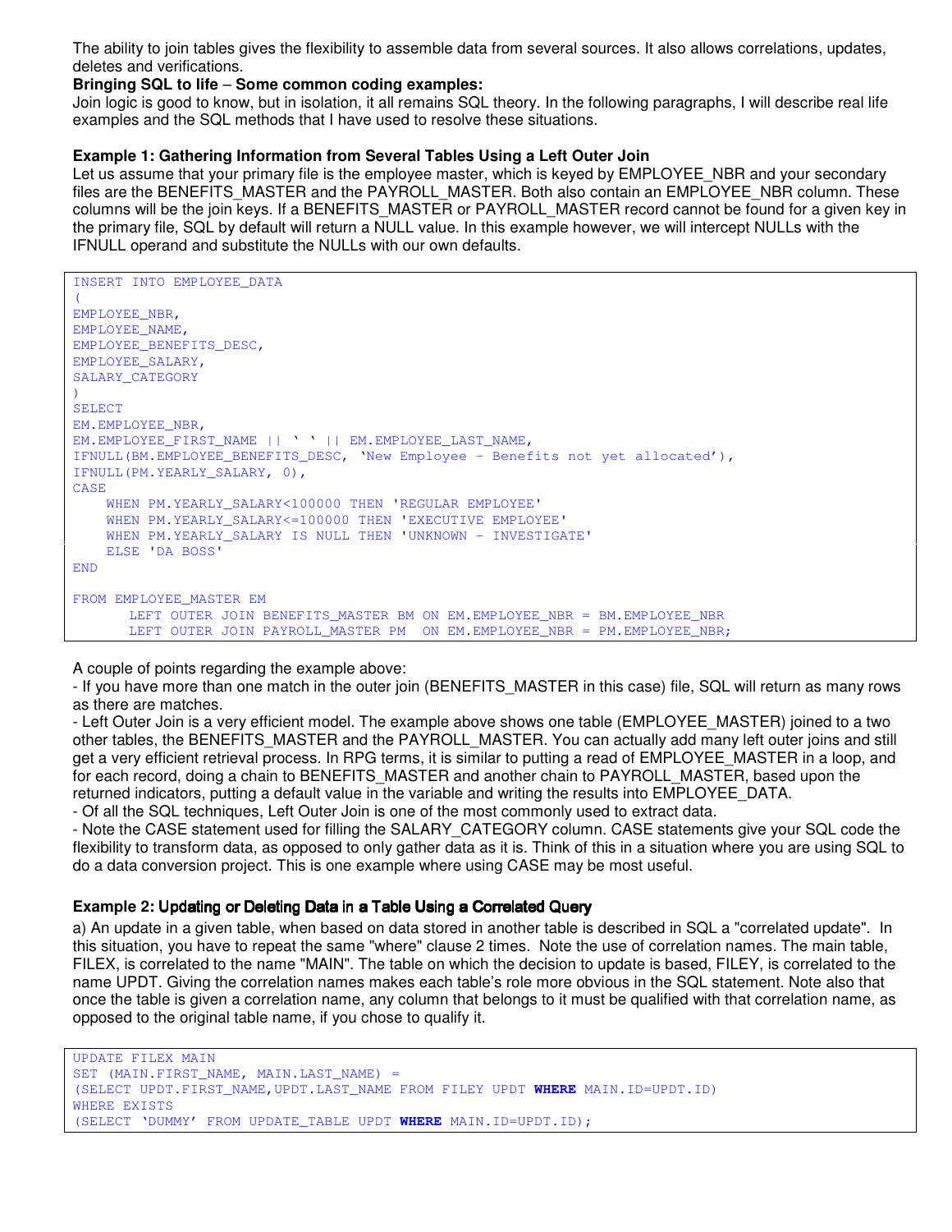The ability to join tables gives the flexibility to assemble data from several sources. It also allows correlations, updates, deletes and verifications.

**Bringing SQL to life – Some common coding examples:**

Join logic is good to know, but in isolation, it all remains SQL theory. In the following paragraphs, I will describe real life examples and the SQL methods that I have used to resolve these situations.

**Example 1: Gathering Information from Several Tables Using a Left Outer Join**

Let us assume that your primary file is the employee master, which is keyed by EMPLOYEE_NBR and your secondary files are the BENEFITS_MASTER and the PAYROLL_MASTER. Both also contain an EMPLOYEE_NBR column. These columns will be the join keys. If a BENEFITS_MASTER or PAYROLL_MASTER record cannot be found for a given key in the primary file, SQL by default will return a NULL value. In this example however, we will intercept NULLs with the IFNULL operand and substitute the NULLs with our own defaults.

```
INSERT INTO EMPLOYEE_DATA
(
EMPLOYEE_NBR,
EMPLOYEE_NAME,
EMPLOYEE_BENEFITS_DESC,
EMPLOYEE_SALARY,
SALARY_CATEGORY
)
SELECT
EM.EMPLOYEE_NBR,
EM.EMPLOYEE_FIRST_NAME || ‘ ‘ || EM.EMPLOYEE_LAST_NAME,
IFNULL(BM.EMPLOYEE_BENEFITS_DESC, ‘New Employee – Benefits not yet allocated’),
IFNULL(PM.YEARLY_SALARY, 0),
CASE
    WHEN PM.YEARLY_SALARY<100000 THEN 'REGULAR EMPLOYEE'
    WHEN PM.YEARLY_SALARY<=100000 THEN 'EXECUTIVE EMPLOYEE'
    WHEN PM.YEARLY_SALARY IS NULL THEN 'UNKNOWN - INVESTIGATE'
    ELSE 'DA BOSS'
END

FROM EMPLOYEE_MASTER EM
       LEFT OUTER JOIN BENEFITS_MASTER BM ON EM.EMPLOYEE_NBR = BM.EMPLOYEE_NBR
       LEFT OUTER JOIN PAYROLL_MASTER PM  ON EM.EMPLOYEE_NBR = PM.EMPLOYEE_NBR;
```

A couple of points regarding the example above:

- If you have more than one match in the outer join (BENEFITS_MASTER in this case) file, SQL will return as many rows as there are matches.
- Left Outer Join is a very efficient model. The example above shows one table (EMPLOYEE_MASTER) joined to a two other tables, the BENEFITS_MASTER and the PAYROLL_MASTER. You can actually add many left outer joins and still get a very efficient retrieval process. In RPG terms, it is similar to putting a read of EMPLOYEE_MASTER in a loop, and for each record, doing a chain to BENEFITS_MASTER and another chain to PAYROLL_MASTER, based upon the returned indicators, putting a default value in the variable and writing the results into EMPLOYEE_DATA.
- Of all the SQL techniques, Left Outer Join is one of the most commonly used to extract data.
- Note the CASE statement used for filling the SALARY_CATEGORY column. CASE statements give your SQL code the flexibility to transform data, as opposed to only gather data as it is. Think of this in a situation where you are using SQL to do a data conversion project. This is one example where using CASE may be most useful.

**Example 2: Updating or Deleting Data in a Table Using a Correlated Query**

a) An update in a given table, when based on data stored in another table is described in SQL a "correlated update". In this situation, you have to repeat the same "where" clause 2 times. Note the use of correlation names. The main table, FILEX, is correlated to the name "MAIN". The table on which the decision to update is based, FILEY, is correlated to the name UPDT. Giving the correlation names makes each table’s role more obvious in the SQL statement. Note also that once the table is given a correlation name, any column that belongs to it must be qualified with that correlation name, as opposed to the original table name, if you chose to qualify it.

```
UPDATE FILEX MAIN
SET (MAIN.FIRST_NAME, MAIN.LAST_NAME) =
(SELECT UPDT.FIRST_NAME,UPDT.LAST_NAME FROM FILEY UPDT WHERE MAIN.ID=UPDT.ID)
WHERE EXISTS
(SELECT ‘DUMMY’ FROM UPDATE_TABLE UPDT WHERE MAIN.ID=UPDT.ID);
```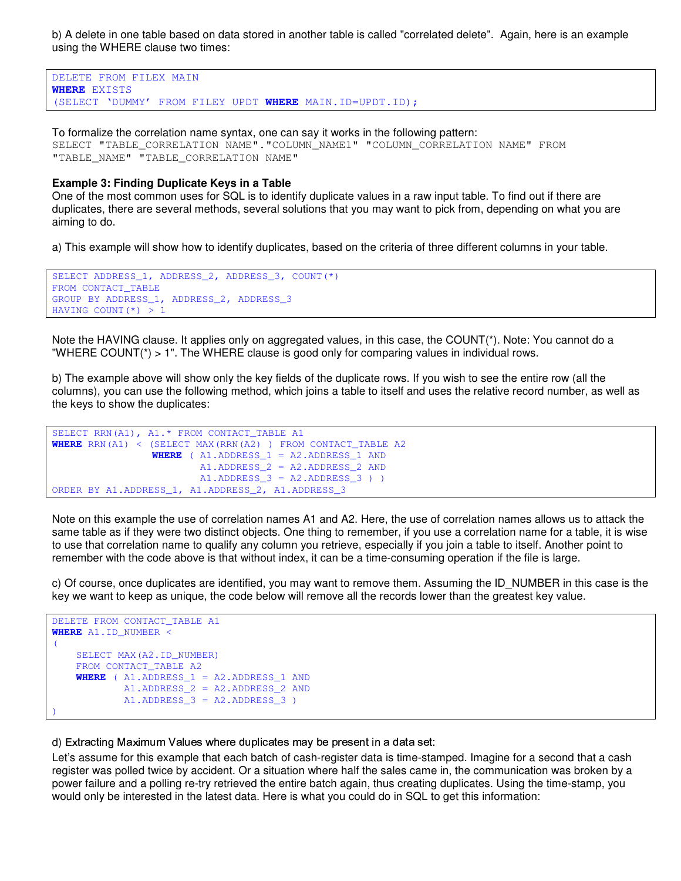b) A delete in one table based on data stored in another table is called "correlated delete". Again, here is an example using the WHERE clause two times:

```
DELETE FROM FILEX MAIN
WHERE EXISTS
(SELECT 'DUMMY' FROM FILEY UPDT WHERE MAIN.ID=UPDT.ID);
```

To formalize the correlation name syntax, one can say it works in the following pattern:

```
SELECT "TABLE_CORRELATION NAME"."COLUMN_NAME1" "COLUMN_CORRELATION NAME" FROM
"TABLE_NAME" "TABLE_CORRELATION NAME"
```

**Example 3: Finding Duplicate Keys in a Table**

One of the most common uses for SQL is to identify duplicate values in a raw input table. To find out if there are duplicates, there are several methods, several solutions that you may want to pick from, depending on what you are aiming to do.

a) This example will show how to identify duplicates, based on the criteria of three different columns in your table.

```
SELECT ADDRESS_1, ADDRESS_2, ADDRESS_3, COUNT(*)
FROM CONTACT_TABLE
GROUP BY ADDRESS_1, ADDRESS_2, ADDRESS_3
HAVING COUNT(*) > 1
```

Note the HAVING clause. It applies only on aggregated values, in this case, the COUNT(*). Note: You cannot do a "WHERE COUNT(*) > 1". The WHERE clause is good only for comparing values in individual rows.

b) The example above will show only the key fields of the duplicate rows. If you wish to see the entire row (all the columns), you can use the following method, which joins a table to itself and uses the relative record number, as well as the keys to show the duplicates:

```
SELECT RRN(A1), A1.* FROM CONTACT_TABLE A1
WHERE RRN(A1) < (SELECT MAX(RRN(A2) ) FROM CONTACT_TABLE A2
                 WHERE ( A1.ADDRESS_1 = A2.ADDRESS_1 AND
                         A1.ADDRESS_2 = A2.ADDRESS_2 AND
                         A1.ADDRESS_3 = A2.ADDRESS_3 ) )
ORDER BY A1.ADDRESS_1, A1.ADDRESS_2, A1.ADDRESS_3
```

Note on this example the use of correlation names A1 and A2. Here, the use of correlation names allows us to attack the same table as if they were two distinct objects. One thing to remember, if you use a correlation name for a table, it is wise to use that correlation name to qualify any column you retrieve, especially if you join a table to itself. Another point to remember with the code above is that without index, it can be a time-consuming operation if the file is large.

c) Of course, once duplicates are identified, you may want to remove them. Assuming the ID_NUMBER in this case is the key we want to keep as unique, the code below will remove all the records lower than the greatest key value.

```
DELETE FROM CONTACT_TABLE A1
WHERE A1.ID_NUMBER <
(
    SELECT MAX(A2.ID_NUMBER)
    FROM CONTACT_TABLE A2
    WHERE ( A1.ADDRESS_1 = A2.ADDRESS_1 AND
            A1.ADDRESS_2 = A2.ADDRESS_2 AND
            A1.ADDRESS_3 = A2.ADDRESS_3 )
)
```

d) Extracting Maximum Values where duplicates may be present in a data set:

Let's assume for this example that each batch of cash-register data is time-stamped. Imagine for a second that a cash register was polled twice by accident. Or a situation where half the sales came in, the communication was broken by a power failure and a polling re-try retrieved the entire batch again, thus creating duplicates. Using the time-stamp, you would only be interested in the latest data. Here is what you could do in SQL to get this information: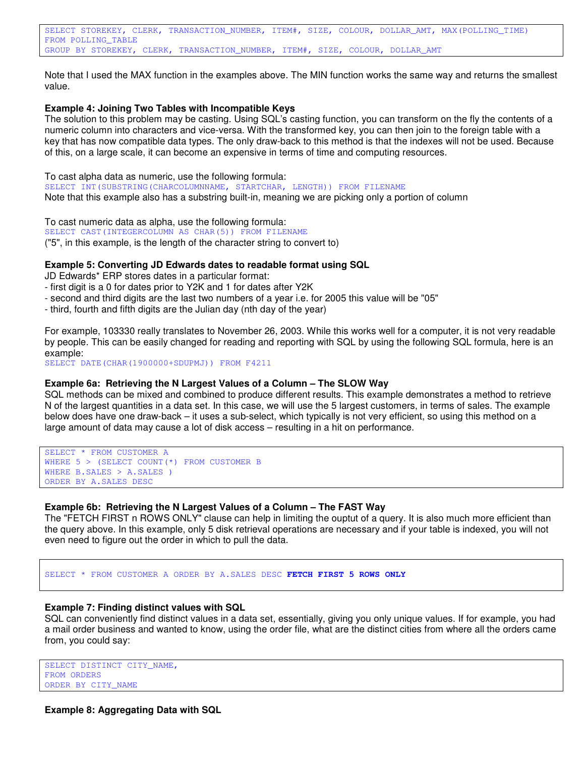```
SELECT STOREKEY, CLERK, TRANSACTION_NUMBER, ITEM#, SIZE, COLOUR, DOLLAR_AMT, MAX(POLLING_TIME)
FROM POLLING_TABLE
GROUP BY STOREKEY, CLERK, TRANSACTION_NUMBER, ITEM#, SIZE, COLOUR, DOLLAR_AMT
```

Note that I used the MAX function in the examples above. The MIN function works the same way and returns the smallest value.

**Example 4: Joining Two Tables with Incompatible Keys**
The solution to this problem may be casting. Using SQL's casting function, you can transform on the fly the contents of a numeric column into characters and vice-versa. With the transformed key, you can then join to the foreign table with a key that has now compatible data types. The only draw-back to this method is that the indexes will not be used. Because of this, on a large scale, it can become an expensive in terms of time and computing resources.

To cast alpha data as numeric, use the following formula:

```
SELECT INT(SUBSTRING(CHARCOLUMNNAME, STARTCHAR, LENGTH)) FROM FILENAME
```

Note that this example also has a substring built-in, meaning we are picking only a portion of column

To cast numeric data as alpha, use the following formula:

```
SELECT CAST(INTEGERCOLUMN AS CHAR(5)) FROM FILENAME
```

("5", in this example, is the length of the character string to convert to)

**Example 5: Converting JD Edwards dates to readable format using SQL**
JD Edwards* ERP stores dates in a particular format:
- first digit is a 0 for dates prior to Y2K and 1 for dates after Y2K
- second and third digits are the last two numbers of a year i.e. for 2005 this value will be "05"
- third, fourth and fifth digits are the Julian day (nth day of the year)

For example, 103330 really translates to November 26, 2003. While this works well for a computer, it is not very readable by people. This can be easily changed for reading and reporting with SQL by using the following SQL formula, here is an example:

```
SELECT DATE(CHAR(1900000+SDUPMJ)) FROM F4211
```

**Example 6a: Retrieving the N Largest Values of a Column – The SLOW Way**
SQL methods can be mixed and combined to produce different results. This example demonstrates a method to retrieve N of the largest quantities in a data set. In this case, we will use the 5 largest customers, in terms of sales. The example below does have one draw-back – it uses a sub-select, which typically is not very efficient, so using this method on a large amount of data may cause a lot of disk access – resulting in a hit on performance.

```
SELECT * FROM CUSTOMER A
WHERE 5 > (SELECT COUNT(*) FROM CUSTOMER B
WHERE B.SALES > A.SALES )
ORDER BY A.SALES DESC
```

**Example 6b: Retrieving the N Largest Values of a Column – The FAST Way**
The "FETCH FIRST n ROWS ONLY" clause can help in limiting the ouptut of a query. It is also much more efficient than the query above. In this example, only 5 disk retrieval operations are necessary and if your table is indexed, you will not even need to figure out the order in which to pull the data.

```
SELECT * FROM CUSTOMER A ORDER BY A.SALES DESC FETCH FIRST 5 ROWS ONLY
```

**Example 7: Finding distinct values with SQL**
SQL can conveniently find distinct values in a data set, essentially, giving you only unique values. If for example, you had a mail order business and wanted to know, using the order file, what are the distinct cities from where all the orders came from, you could say:

```
SELECT DISTINCT CITY_NAME,
FROM ORDERS
ORDER BY CITY_NAME
```

**Example 8: Aggregating Data with SQL**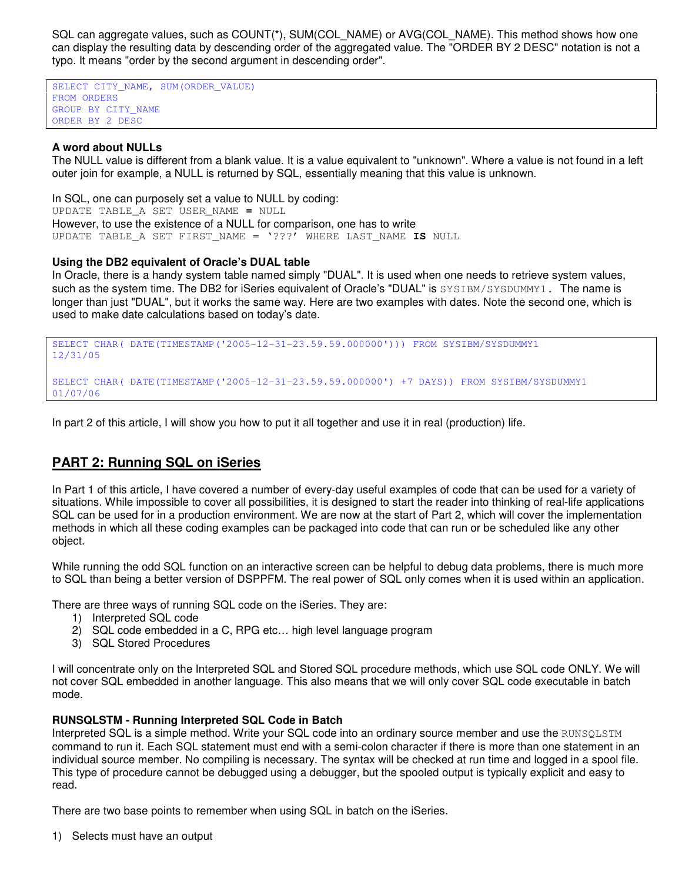SQL can aggregate values, such as COUNT(*), SUM(COL_NAME) or AVG(COL_NAME). This method shows how one can display the resulting data by descending order of the aggregated value. The "ORDER BY 2 DESC" notation is not a typo. It means "order by the second argument in descending order".

```
SELECT CITY_NAME, SUM(ORDER_VALUE)
FROM ORDERS
GROUP BY CITY_NAME
ORDER BY 2 DESC
```

**A word about NULLs**

The NULL value is different from a blank value. It is a value equivalent to "unknown". Where a value is not found in a left outer join for example, a NULL is returned by SQL, essentially meaning that this value is unknown.

In SQL, one can purposely set a value to NULL by coding:
`UPDATE TABLE_A SET USER_NAME = NULL`
However, to use the existence of a NULL for comparison, one has to write
`UPDATE TABLE_A SET FIRST_NAME = '???' WHERE LAST_NAME IS NULL`

**Using the DB2 equivalent of Oracle's DUAL table**

In Oracle, there is a handy system table named simply "DUAL". It is used when one needs to retrieve system values, such as the system time. The DB2 for iSeries equivalent of Oracle's "DUAL" is `SYSIBM/SYSDUMMY1`. The name is longer than just "DUAL", but it works the same way. Here are two examples with dates. Note the second one, which is used to make date calculations based on today's date.

```
SELECT CHAR( DATE(TIMESTAMP('2005-12-31-23.59.59.000000'))) FROM SYSIBM/SYSDUMMY1
12/31/05

SELECT CHAR( DATE(TIMESTAMP('2005-12-31-23.59.59.000000') +7 DAYS)) FROM SYSIBM/SYSDUMMY1
01/07/06
```

In part 2 of this article, I will show you how to put it all together and use it in real (production) life.

## PART 2: Running SQL on iSeries

In Part 1 of this article, I have covered a number of every-day useful examples of code that can be used for a variety of situations. While impossible to cover all possibilities, it is designed to start the reader into thinking of real-life applications SQL can be used for in a production environment. We are now at the start of Part 2, which will cover the implementation methods in which all these coding examples can be packaged into code that can run or be scheduled like any other object.

While running the odd SQL function on an interactive screen can be helpful to debug data problems, there is much more to SQL than being a better version of DSPPFM. The real power of SQL only comes when it is used within an application.

There are three ways of running SQL code on the iSeries. They are:

1) Interpreted SQL code
2) SQL code embedded in a C, RPG etc… high level language program
3) SQL Stored Procedures

I will concentrate only on the Interpreted SQL and Stored SQL procedure methods, which use SQL code ONLY. We will not cover SQL embedded in another language. This also means that we will only cover SQL code executable in batch mode.

**RUNSQLSTM - Running Interpreted SQL Code in Batch**

Interpreted SQL is a simple method. Write your SQL code into an ordinary source member and use the `RUNSQLSTM` command to run it. Each SQL statement must end with a semi-colon character if there is more than one statement in an individual source member. No compiling is necessary. The syntax will be checked at run time and logged in a spool file. This type of procedure cannot be debugged using a debugger, but the spooled output is typically explicit and easy to read.

There are two base points to remember when using SQL in batch on the iSeries.

1) Selects must have an output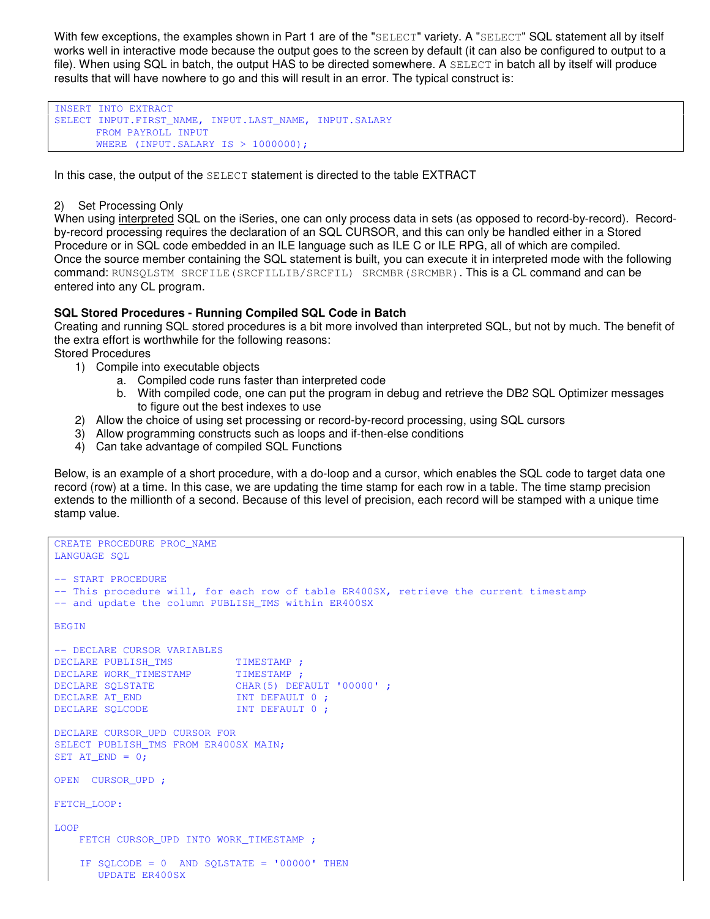With few exceptions, the examples shown in Part 1 are of the "SELECT" variety. A "SELECT" SQL statement all by itself works well in interactive mode because the output goes to the screen by default (it can also be configured to output to a file). When using SQL in batch, the output HAS to be directed somewhere. A SELECT in batch all by itself will produce results that will have nowhere to go and this will result in an error. The typical construct is:

```
INSERT INTO EXTRACT
SELECT INPUT.FIRST_NAME, INPUT.LAST_NAME, INPUT.SALARY
       FROM PAYROLL INPUT
       WHERE (INPUT.SALARY IS > 1000000);
```

In this case, the output of the SELECT statement is directed to the table EXTRACT

2) Set Processing Only

When using interpreted SQL on the iSeries, one can only process data in sets (as opposed to record-by-record). Record-by-record processing requires the declaration of an SQL CURSOR, and this can only be handled either in a Stored Procedure or in SQL code embedded in an ILE language such as ILE C or ILE RPG, all of which are compiled.

Once the source member containing the SQL statement is built, you can execute it in interpreted mode with the following command: RUNSQLSTM SRCFILE(SRCFILLIB/SRCFIL) SRCMBR(SRCMBR). This is a CL command and can be entered into any CL program.

**SQL Stored Procedures - Running Compiled SQL Code in Batch**

Creating and running SQL stored procedures is a bit more involved than interpreted SQL, but not by much. The benefit of the extra effort is worthwhile for the following reasons:

Stored Procedures

1) Compile into executable objects
   a. Compiled code runs faster than interpreted code
   b. With compiled code, one can put the program in debug and retrieve the DB2 SQL Optimizer messages to figure out the best indexes to use
2) Allow the choice of using set processing or record-by-record processing, using SQL cursors
3) Allow programming constructs such as loops and if-then-else conditions
4) Can take advantage of compiled SQL Functions

Below, is an example of a short procedure, with a do-loop and a cursor, which enables the SQL code to target data one record (row) at a time. In this case, we are updating the time stamp for each row in a table. The time stamp precision extends to the millionth of a second. Because of this level of precision, each record will be stamped with a unique time stamp value.

```
CREATE PROCEDURE PROC_NAME
LANGUAGE SQL

-- START PROCEDURE
-- This procedure will, for each row of table ER400SX, retrieve the current timestamp
-- and update the column PUBLISH_TMS within ER400SX

BEGIN

-- DECLARE CURSOR VARIABLES
DECLARE PUBLISH_TMS          TIMESTAMP ;
DECLARE WORK_TIMESTAMP       TIMESTAMP ;
DECLARE SQLSTATE             CHAR(5) DEFAULT '00000' ;
DECLARE AT_END               INT DEFAULT 0 ;
DECLARE SQLCODE              INT DEFAULT 0 ;

DECLARE CURSOR_UPD CURSOR FOR
SELECT PUBLISH_TMS FROM ER400SX MAIN;
SET AT_END = 0;

OPEN  CURSOR_UPD ;

FETCH_LOOP:

LOOP
    FETCH CURSOR_UPD INTO WORK_TIMESTAMP ;

    IF SQLCODE = 0  AND SQLSTATE = '00000' THEN
       UPDATE ER400SX
```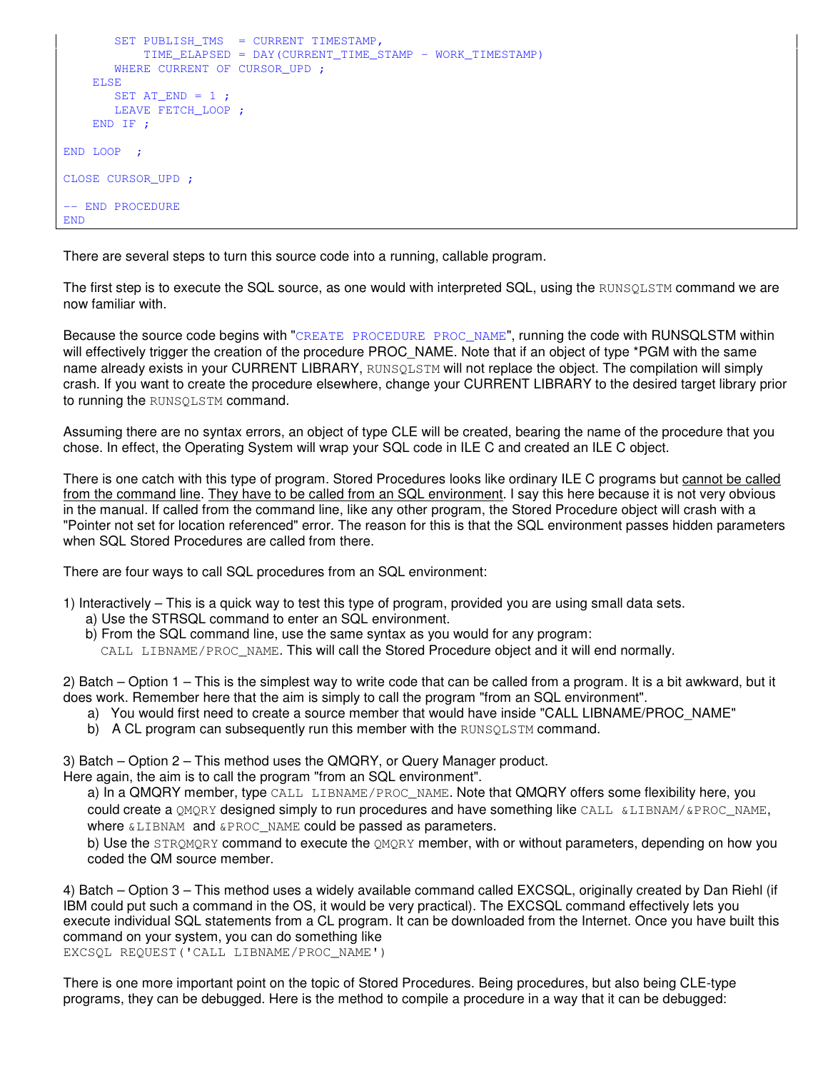```
        SET PUBLISH_TMS  = CURRENT TIMESTAMP,
            TIME_ELAPSED = DAY(CURRENT_TIME_STAMP - WORK_TIMESTAMP)
        WHERE CURRENT OF CURSOR_UPD ;
    ELSE
        SET AT_END = 1 ;
        LEAVE FETCH_LOOP ;
    END IF ;

END LOOP  ;

CLOSE CURSOR_UPD ;

-- END PROCEDURE
END
```

There are several steps to turn this source code into a running, callable program.

The first step is to execute the SQL source, as one would with interpreted SQL, using the `RUNSQLSTM` command we are now familiar with.

Because the source code begins with "`CREATE PROCEDURE PROC_NAME`", running the code with RUNSQLSTM within will effectively trigger the creation of the procedure PROC_NAME. Note that if an object of type *PGM with the same name already exists in your CURRENT LIBRARY, `RUNSQLSTM` will not replace the object. The compilation will simply crash. If you want to create the procedure elsewhere, change your CURRENT LIBRARY to the desired target library prior to running the `RUNSQLSTM` command.

Assuming there are no syntax errors, an object of type CLE will be created, bearing the name of the procedure that you chose. In effect, the Operating System will wrap your SQL code in ILE C and created an ILE C object.

There is one catch with this type of program. Stored Procedures looks like ordinary ILE C programs but <u>cannot be called from the command line</u>. <u>They have to be called from an SQL environment</u>. I say this here because it is not very obvious in the manual. If called from the command line, like any other program, the Stored Procedure object will crash with a "Pointer not set for location referenced" error. The reason for this is that the SQL environment passes hidden parameters when SQL Stored Procedures are called from there.

There are four ways to call SQL procedures from an SQL environment:

1) Interactively – This is a quick way to test this type of program, provided you are using small data sets.
   a) Use the STRSQL command to enter an SQL environment.
   b) From the SQL command line, use the same syntax as you would for any program: `CALL LIBNAME/PROC_NAME`. This will call the Stored Procedure object and it will end normally.

2) Batch – Option 1 – This is the simplest way to write code that can be called from a program. It is a bit awkward, but it does work. Remember here that the aim is simply to call the program "from an SQL environment".
   a) You would first need to create a source member that would have inside "CALL LIBNAME/PROC_NAME"
   b) A CL program can subsequently run this member with the `RUNSQLSTM` command.

3) Batch – Option 2 – This method uses the QMQRY, or Query Manager product.
Here again, the aim is to call the program "from an SQL environment".
   a) In a QMQRY member, type `CALL LIBNAME/PROC_NAME`. Note that QMQRY offers some flexibility here, you could create a `QMQRY` designed simply to run procedures and have something like `CALL &LIBNAM/&PROC_NAME`, where `&LIBNAM` and `&PROC_NAME` could be passed as parameters.
   b) Use the `STRQMQRY` command to execute the `QMQRY` member, with or without parameters, depending on how you coded the QM source member.

4) Batch – Option 3 – This method uses a widely available command called EXCSQL, originally created by Dan Riehl (if IBM could put such a command in the OS, it would be very practical). The EXCSQL command effectively lets you execute individual SQL statements from a CL program. It can be downloaded from the Internet. Once you have built this command on your system, you can do something like
`EXCSQL REQUEST('CALL LIBNAME/PROC_NAME')`

There is one more important point on the topic of Stored Procedures. Being procedures, but also being CLE-type programs, they can be debugged. Here is the method to compile a procedure in a way that it can be debugged: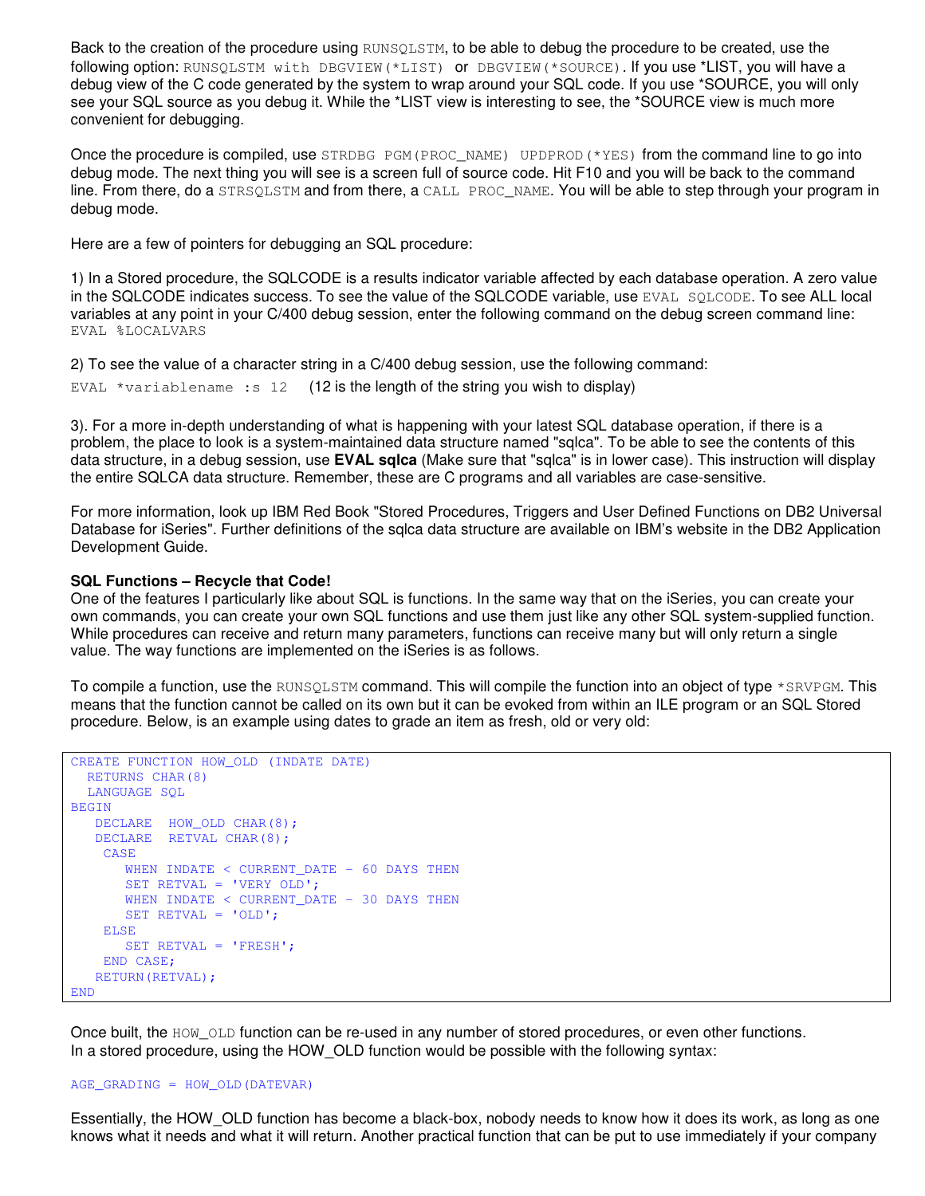Back to the creation of the procedure using `RUNSQLSTM`, to be able to debug the procedure to be created, use the following option: `RUNSQLSTM with DBGVIEW(*LIST)` or `DBGVIEW(*SOURCE)`. If you use *LIST, you will have a debug view of the C code generated by the system to wrap around your SQL code. If you use *SOURCE, you will only see your SQL source as you debug it. While the *LIST view is interesting to see, the *SOURCE view is much more convenient for debugging.

Once the procedure is compiled, use `STRDBG PGM(PROC_NAME) UPDPROD(*YES)` from the command line to go into debug mode. The next thing you will see is a screen full of source code. Hit F10 and you will be back to the command line. From there, do a `STRSQLSTM` and from there, a `CALL PROC_NAME`. You will be able to step through your program in debug mode.

Here are a few of pointers for debugging an SQL procedure:

1) In a Stored procedure, the SQLCODE is a results indicator variable affected by each database operation. A zero value in the SQLCODE indicates success. To see the value of the SQLCODE variable, use `EVAL SQLCODE`. To see ALL local variables at any point in your C/400 debug session, enter the following command on the debug screen command line: `EVAL %LOCALVARS`

2) To see the value of a character string in a C/400 debug session, use the following command:
`EVAL *variablename :s 12` (12 is the length of the string you wish to display)

3). For a more in-depth understanding of what is happening with your latest SQL database operation, if there is a problem, the place to look is a system-maintained data structure named "sqlca". To be able to see the contents of this data structure, in a debug session, use **EVAL sqlca** (Make sure that "sqlca" is in lower case). This instruction will display the entire SQLCA data structure. Remember, these are C programs and all variables are case-sensitive.

For more information, look up IBM Red Book "Stored Procedures, Triggers and User Defined Functions on DB2 Universal Database for iSeries". Further definitions of the sqlca data structure are available on IBM's website in the DB2 Application Development Guide.

**SQL Functions – Recycle that Code!**
One of the features I particularly like about SQL is functions. In the same way that on the iSeries, you can create your own commands, you can create your own SQL functions and use them just like any other SQL system-supplied function. While procedures can receive and return many parameters, functions can receive many but will only return a single value. The way functions are implemented on the iSeries is as follows.

To compile a function, use the `RUNSQLSTM` command. This will compile the function into an object of type `*SRVPGM`. This means that the function cannot be called on its own but it can be evoked from within an ILE program or an SQL Stored procedure. Below, is an example using dates to grade an item as fresh, old or very old:

```
CREATE FUNCTION HOW_OLD (INDATE DATE)
  RETURNS CHAR(8)
  LANGUAGE SQL
BEGIN
   DECLARE  HOW_OLD CHAR(8);
   DECLARE  RETVAL CHAR(8);
    CASE
       WHEN INDATE < CURRENT_DATE - 60 DAYS THEN
       SET RETVAL = 'VERY OLD';
       WHEN INDATE < CURRENT_DATE - 30 DAYS THEN
       SET RETVAL = 'OLD';
    ELSE
       SET RETVAL = 'FRESH';
    END CASE;
   RETURN(RETVAL);
END
```

Once built, the `HOW_OLD` function can be re-used in any number of stored procedures, or even other functions. In a stored procedure, using the HOW_OLD function would be possible with the following syntax:

```
AGE_GRADING = HOW_OLD(DATEVAR)
```

Essentially, the HOW_OLD function has become a black-box, nobody needs to know how it does its work, as long as one knows what it needs and what it will return. Another practical function that can be put to use immediately if your company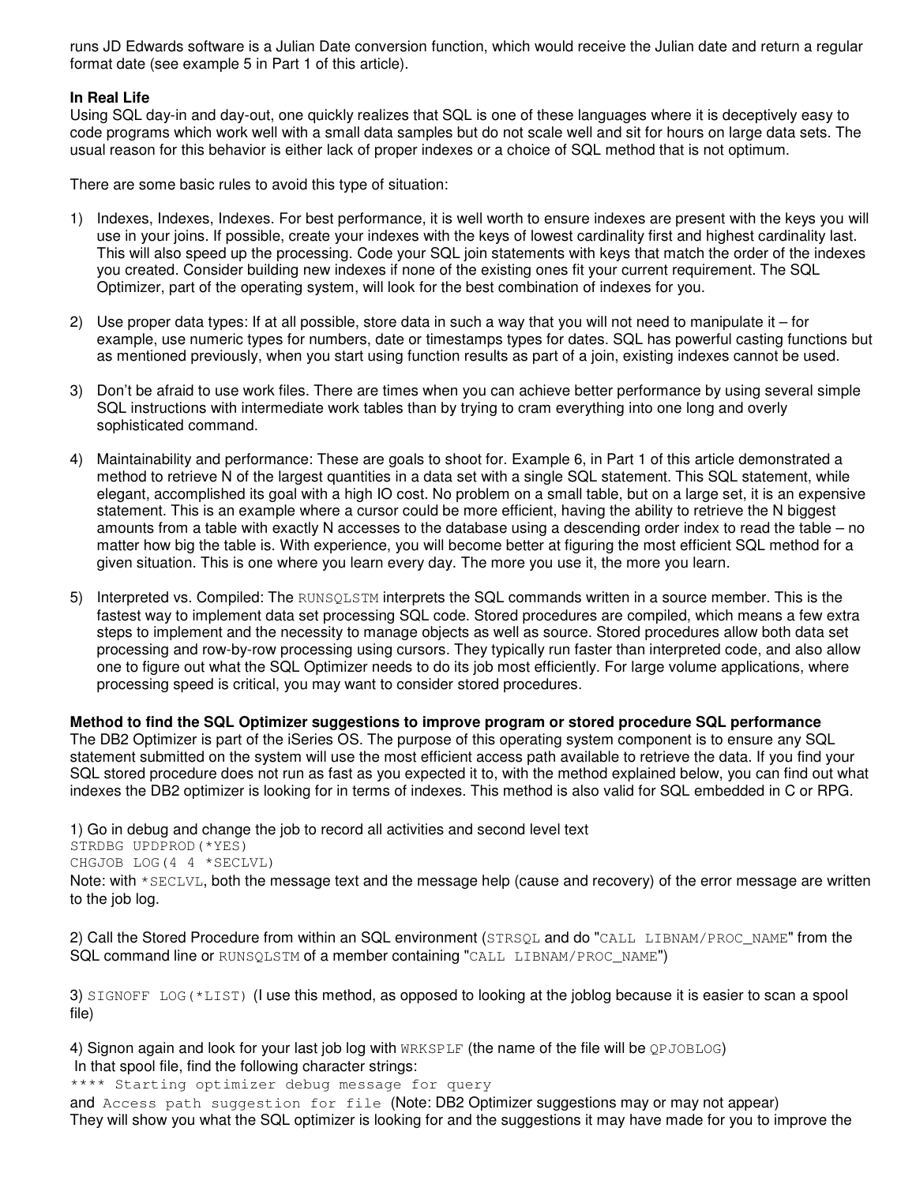runs JD Edwards software is a Julian Date conversion function, which would receive the Julian date and return a regular format date (see example 5 in Part 1 of this article).

**In Real Life**

Using SQL day-in and day-out, one quickly realizes that SQL is one of these languages where it is deceptively easy to code programs which work well with a small data samples but do not scale well and sit for hours on large data sets. The usual reason for this behavior is either lack of proper indexes or a choice of SQL method that is not optimum.

There are some basic rules to avoid this type of situation:

1) Indexes, Indexes, Indexes. For best performance, it is well worth to ensure indexes are present with the keys you will use in your joins. If possible, create your indexes with the keys of lowest cardinality first and highest cardinality last. This will also speed up the processing. Code your SQL join statements with keys that match the order of the indexes you created. Consider building new indexes if none of the existing ones fit your current requirement. The SQL Optimizer, part of the operating system, will look for the best combination of indexes for you.

2) Use proper data types: If at all possible, store data in such a way that you will not need to manipulate it – for example, use numeric types for numbers, date or timestamps types for dates. SQL has powerful casting functions but as mentioned previously, when you start using function results as part of a join, existing indexes cannot be used.

3) Don't be afraid to use work files. There are times when you can achieve better performance by using several simple SQL instructions with intermediate work tables than by trying to cram everything into one long and overly sophisticated command.

4) Maintainability and performance: These are goals to shoot for. Example 6, in Part 1 of this article demonstrated a method to retrieve N of the largest quantities in a data set with a single SQL statement. This SQL statement, while elegant, accomplished its goal with a high IO cost. No problem on a small table, but on a large set, it is an expensive statement. This is an example where a cursor could be more efficient, having the ability to retrieve the N biggest amounts from a table with exactly N accesses to the database using a descending order index to read the table – no matter how big the table is. With experience, you will become better at figuring the most efficient SQL method for a given situation. This is one where you learn every day. The more you use it, the more you learn.

5) Interpreted vs. Compiled: The `RUNSQLSTM` interprets the SQL commands written in a source member. This is the fastest way to implement data set processing SQL code. Stored procedures are compiled, which means a few extra steps to implement and the necessity to manage objects as well as source. Stored procedures allow both data set processing and row-by-row processing using cursors. They typically run faster than interpreted code, and also allow one to figure out what the SQL Optimizer needs to do its job most efficiently. For large volume applications, where processing speed is critical, you may want to consider stored procedures.

**Method to find the SQL Optimizer suggestions to improve program or stored procedure SQL performance**

The DB2 Optimizer is part of the iSeries OS. The purpose of this operating system component is to ensure any SQL statement submitted on the system will use the most efficient access path available to retrieve the data. If you find your SQL stored procedure does not run as fast as you expected it to, with the method explained below, you can find out what indexes the DB2 optimizer is looking for in terms of indexes. This method is also valid for SQL embedded in C or RPG.

1) Go in debug and change the job to record all activities and second level text

```
STRDBG UPDPROD(*YES)
CHGJOB LOG(4 4 *SECLVL)
```

Note: with `*SECLVL`, both the message text and the message help (cause and recovery) of the error message are written to the job log.

2) Call the Stored Procedure from within an SQL environment (`STRSQL` and do "`CALL LIBNAM/PROC_NAME`" from the SQL command line or `RUNSQLSTM` of a member containing "`CALL LIBNAM/PROC_NAME`")

3) `SIGNOFF LOG(*LIST)` (I use this method, as opposed to looking at the joblog because it is easier to scan a spool file)

4) Signon again and look for your last job log with `WRKSPLF` (the name of the file will be `QPJOBLOG`)
In that spool file, find the following character strings:

```
**** Starting optimizer debug message for query
```

and `Access path suggestion for file` (Note: DB2 Optimizer suggestions may or may not appear)
They will show you what the SQL optimizer is looking for and the suggestions it may have made for you to improve the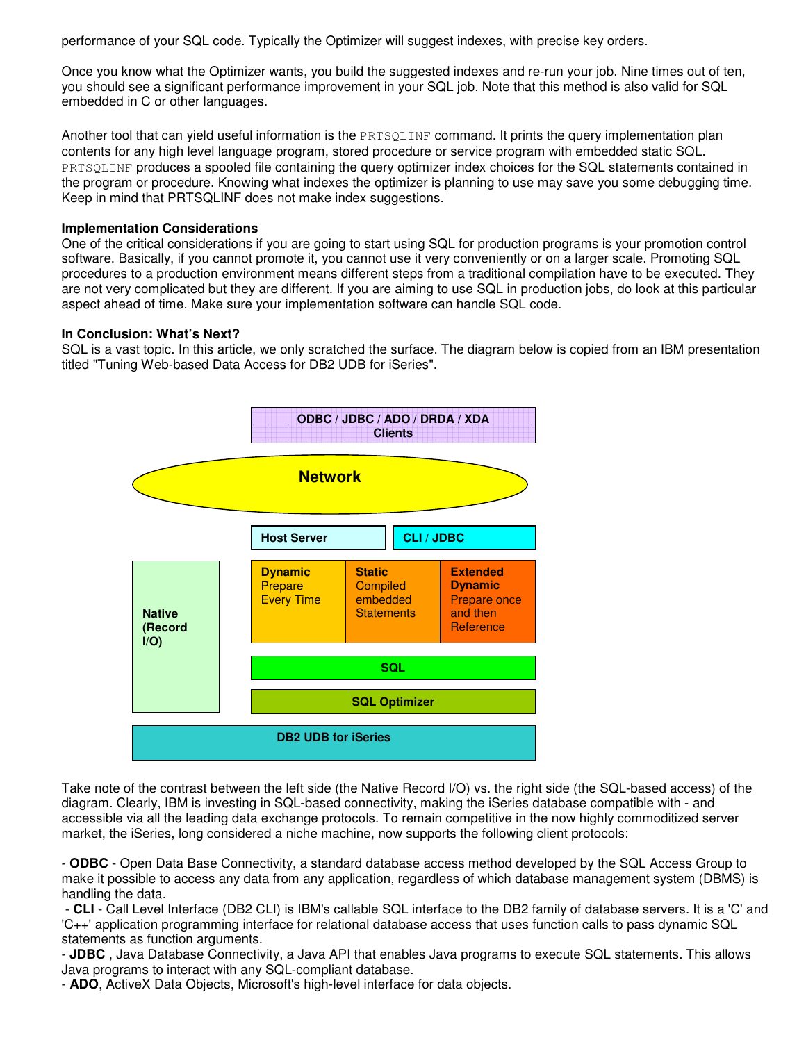performance of your SQL code. Typically the Optimizer will suggest indexes, with precise key orders.

Once you know what the Optimizer wants, you build the suggested indexes and re-run your job. Nine times out of ten, you should see a significant performance improvement in your SQL job. Note that this method is also valid for SQL embedded in C or other languages.

Another tool that can yield useful information is the `PRTSQLINF` command. It prints the query implementation plan contents for any high level language program, stored procedure or service program with embedded static SQL. `PRTSQLINF` produces a spooled file containing the query optimizer index choices for the SQL statements contained in the program or procedure. Knowing what indexes the optimizer is planning to use may save you some debugging time. Keep in mind that PRTSQLINF does not make index suggestions.

**Implementation Considerations**

One of the critical considerations if you are going to start using SQL for production programs is your promotion control software. Basically, if you cannot promote it, you cannot use it very conveniently or on a larger scale. Promoting SQL procedures to a production environment means different steps from a traditional compilation have to be executed. They are not very complicated but they are different. If you are aiming to use SQL in production jobs, do look at this particular aspect ahead of time. Make sure your implementation software can handle SQL code.

**In Conclusion: What's Next?**

SQL is a vast topic. In this article, we only scratched the surface. The diagram below is copied from an IBM presentation titled "Tuning Web-based Data Access for DB2 UDB for iSeries".

**ODBC / JDBC / ADO / DRDA / XDA Clients**

**Network**

**Host Server** | **CLI / JDBC**

**Native (Record I/O)** | **Dynamic** Prepare Every Time | **Static** Compiled embedded Statements | **Extended Dynamic** Prepare once and then Reference

**SQL**

**SQL Optimizer**

**DB2 UDB for iSeries**

Take note of the contrast between the left side (the Native Record I/O) vs. the right side (the SQL-based access) of the diagram. Clearly, IBM is investing in SQL-based connectivity, making the iSeries database compatible with - and accessible via all the leading data exchange protocols. To remain competitive in the now highly commoditized server market, the iSeries, long considered a niche machine, now supports the following client protocols:

- **ODBC** - Open Data Base Connectivity, a standard database access method developed by the SQL Access Group to make it possible to access any data from any application, regardless of which database management system (DBMS) is handling the data.
- **CLI** - Call Level Interface (DB2 CLI) is IBM's callable SQL interface to the DB2 family of database servers. It is a 'C' and 'C++' application programming interface for relational database access that uses function calls to pass dynamic SQL statements as function arguments.
- **JDBC** , Java Database Connectivity, a Java API that enables Java programs to execute SQL statements. This allows Java programs to interact with any SQL-compliant database.
- **ADO**, ActiveX Data Objects, Microsoft's high-level interface for data objects.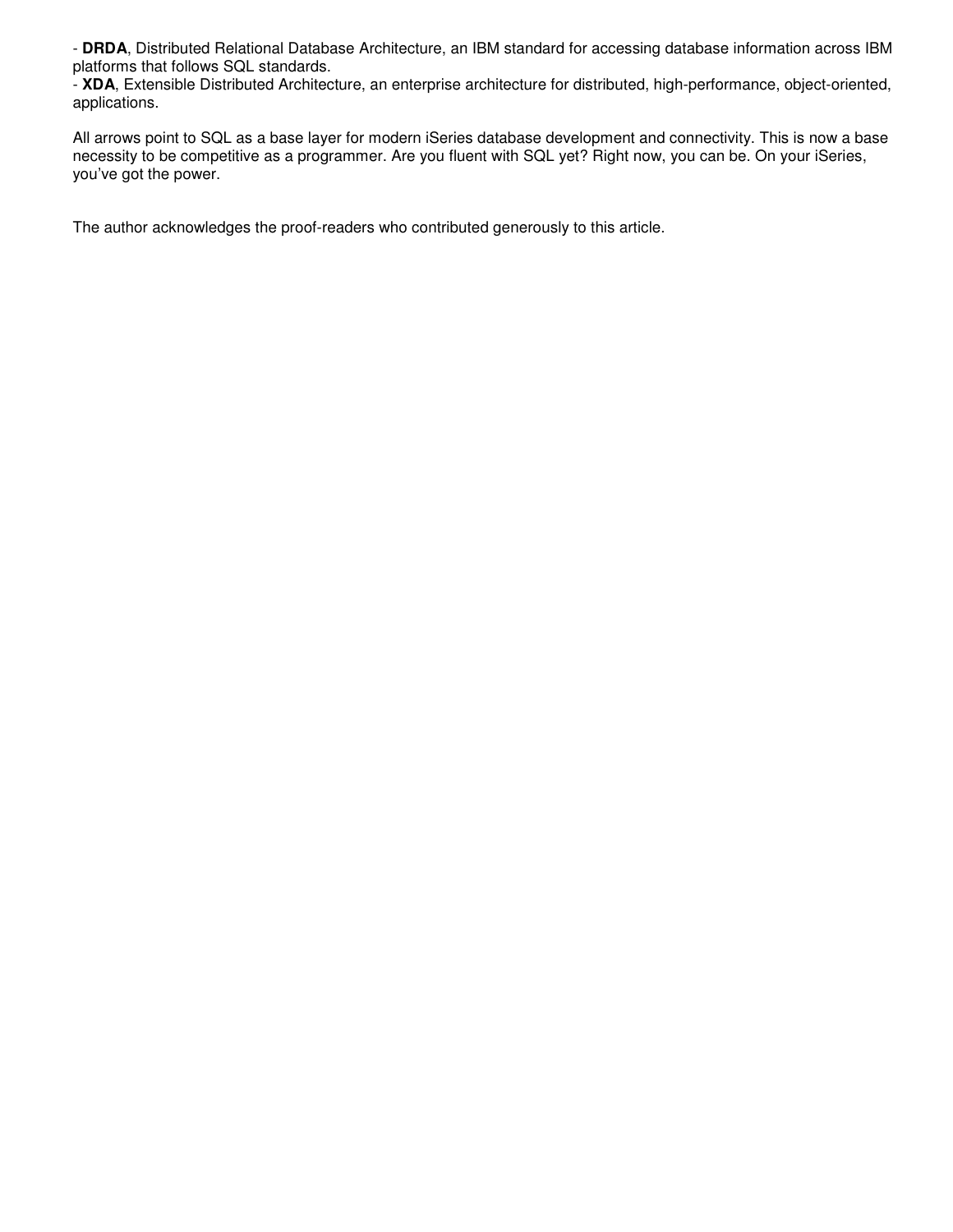- **DRDA**, Distributed Relational Database Architecture, an IBM standard for accessing database information across IBM platforms that follows SQL standards.
- **XDA**, Extensible Distributed Architecture, an enterprise architecture for distributed, high-performance, object-oriented, applications.

All arrows point to SQL as a base layer for modern iSeries database development and connectivity. This is now a base necessity to be competitive as a programmer. Are you fluent with SQL yet? Right now, you can be. On your iSeries, you've got the power.

The author acknowledges the proof-readers who contributed generously to this article.